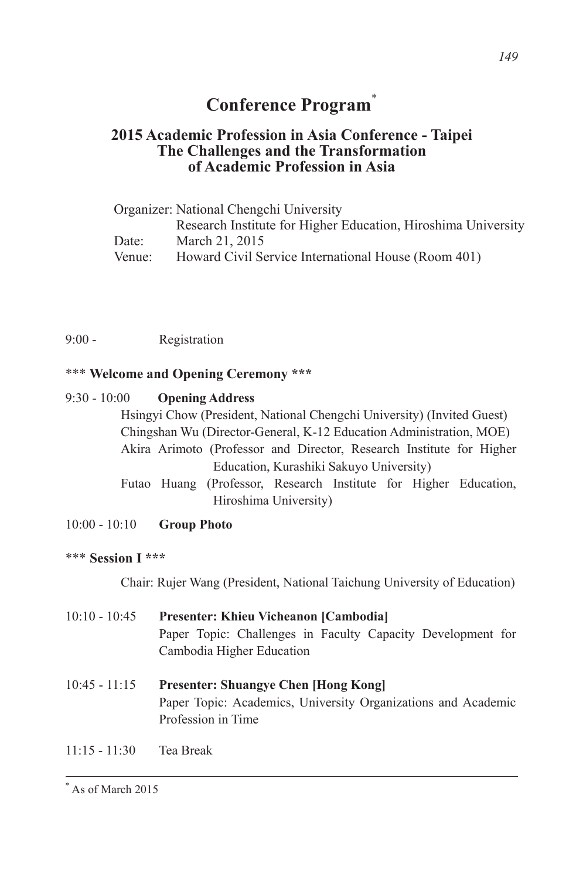# Conference Program[*]

## 2015 Academic Profession in Asia Conference - Taipei
## The Challenges and the Transformation of Academic Profession in Asia

Organizer: National Chengchi University
Research Institute for Higher Education, Hiroshima University
Date: March 21, 2015
Venue: Howard Civil Service International House (Room 401)

9:00 - Registration

**\*\*\* Welcome and Opening Ceremony \*\*\***

9:30 - 10:00 **Opening Address**

Hsingyi Chow (President, National Chengchi University) (Invited Guest)
Chingshan Wu (Director-General, K-12 Education Administration, MOE)
Akira Arimoto (Professor and Director, Research Institute for Higher Education, Kurashiki Sakuyo University)
Futao Huang (Professor, Research Institute for Higher Education, Hiroshima University)

10:00 - 10:10 **Group Photo**

**\*\*\* Session I \*\*\***

Chair: Rujer Wang (President, National Taichung University of Education)

10:10 - 10:45 **Presenter: Khieu Vicheanon [Cambodia]**
Paper Topic: Challenges in Faculty Capacity Development for Cambodia Higher Education

10:45 - 11:15 **Presenter: Shuangye Chen [Hong Kong]**
Paper Topic: Academics, University Organizations and Academic Profession in Time

11:15 - 11:30 Tea Break

---

[*] As of March 2015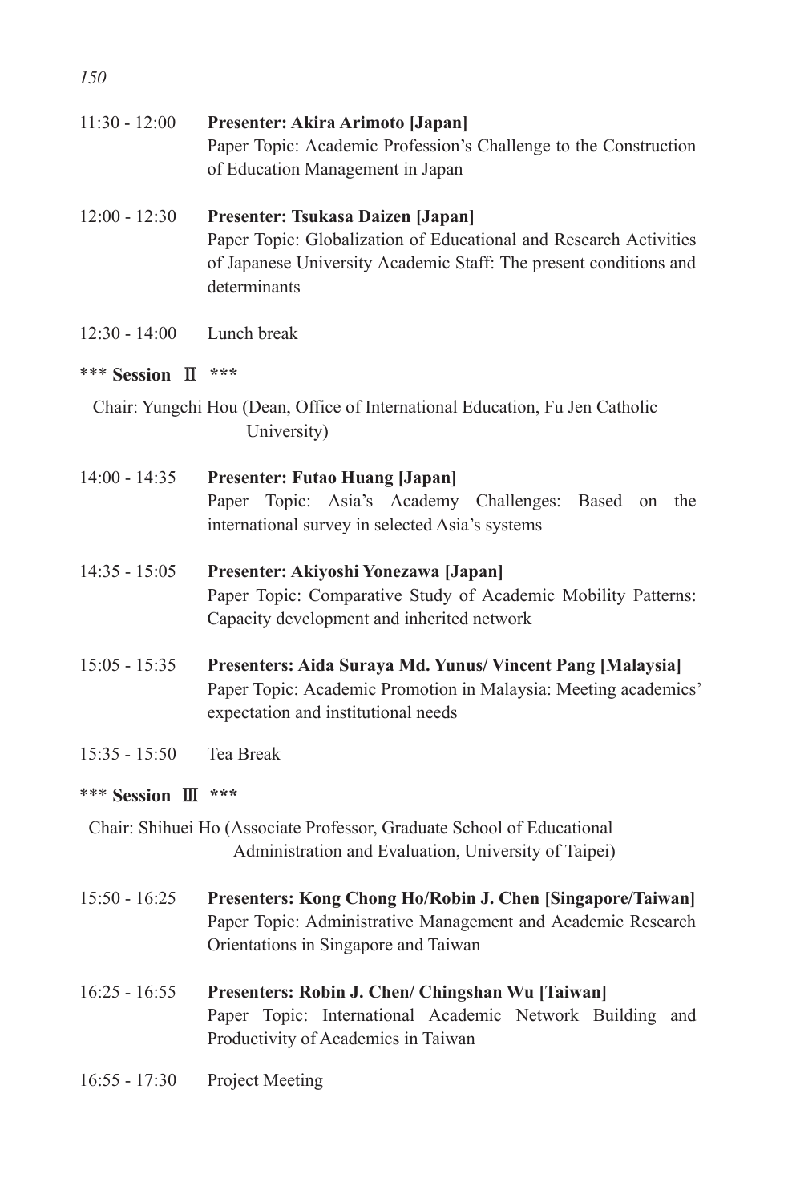11:30 - 12:00 **Presenter: Akira Arimoto [Japan]**
Paper Topic: Academic Profession's Challenge to the Construction of Education Management in Japan

12:00 - 12:30 **Presenter: Tsukasa Daizen [Japan]**
Paper Topic: Globalization of Educational and Research Activities of Japanese University Academic Staff: The present conditions and determinants

12:30 - 14:00 Lunch break

**\*\*\* Session Ⅱ \*\*\***

Chair: Yungchi Hou (Dean, Office of International Education, Fu Jen Catholic University)

14:00 - 14:35 **Presenter: Futao Huang [Japan]**
Paper Topic: Asia's Academy Challenges: Based on the international survey in selected Asia's systems

14:35 - 15:05 **Presenter: Akiyoshi Yonezawa [Japan]**
Paper Topic: Comparative Study of Academic Mobility Patterns: Capacity development and inherited network

15:05 - 15:35 **Presenters: Aida Suraya Md. Yunus/ Vincent Pang [Malaysia]**
Paper Topic: Academic Promotion in Malaysia: Meeting academics' expectation and institutional needs

15:35 - 15:50 Tea Break

**\*\*\* Session Ⅲ \*\*\***

Chair: Shihuei Ho (Associate Professor, Graduate School of Educational Administration and Evaluation, University of Taipei)

15:50 - 16:25 **Presenters: Kong Chong Ho/Robin J. Chen [Singapore/Taiwan]**
Paper Topic: Administrative Management and Academic Research Orientations in Singapore and Taiwan

16:25 - 16:55 **Presenters: Robin J. Chen/ Chingshan Wu [Taiwan]**
Paper Topic: International Academic Network Building and Productivity of Academics in Taiwan

16:55 - 17:30 Project Meeting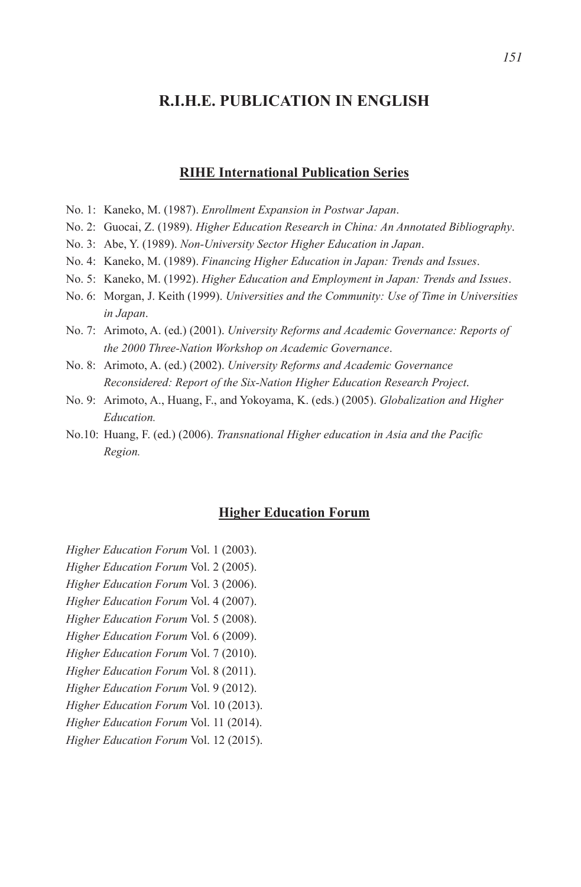# R.I.H.E. PUBLICATION IN ENGLISH

## RIHE International Publication Series

No. 1: Kaneko, M. (1987). *Enrollment Expansion in Postwar Japan*.

No. 2: Guocai, Z. (1989). *Higher Education Research in China: An Annotated Bibliography*.

No. 3: Abe, Y. (1989). *Non-University Sector Higher Education in Japan*.

No. 4: Kaneko, M. (1989). *Financing Higher Education in Japan: Trends and Issues*.

No. 5: Kaneko, M. (1992). *Higher Education and Employment in Japan: Trends and Issues*.

No. 6: Morgan, J. Keith (1999). *Universities and the Community: Use of Time in Universities in Japan*.

No. 7: Arimoto, A. (ed.) (2001). *University Reforms and Academic Governance: Reports of the 2000 Three-Nation Workshop on Academic Governance*.

No. 8: Arimoto, A. (ed.) (2002). *University Reforms and Academic Governance Reconsidered: Report of the Six-Nation Higher Education Research Project*.

No. 9: Arimoto, A., Huang, F., and Yokoyama, K. (eds.) (2005). *Globalization and Higher Education.*

No.10: Huang, F. (ed.) (2006). *Transnational Higher education in Asia and the Pacific Region.*

## Higher Education Forum

*Higher Education Forum* Vol. 1 (2003).

*Higher Education Forum* Vol. 2 (2005).

*Higher Education Forum* Vol. 3 (2006).

*Higher Education Forum* Vol. 4 (2007).

*Higher Education Forum* Vol. 5 (2008).

*Higher Education Forum* Vol. 6 (2009).

*Higher Education Forum* Vol. 7 (2010).

*Higher Education Forum* Vol. 8 (2011).

*Higher Education Forum* Vol. 9 (2012).

*Higher Education Forum* Vol. 10 (2013).

*Higher Education Forum* Vol. 11 (2014).

*Higher Education Forum* Vol. 12 (2015).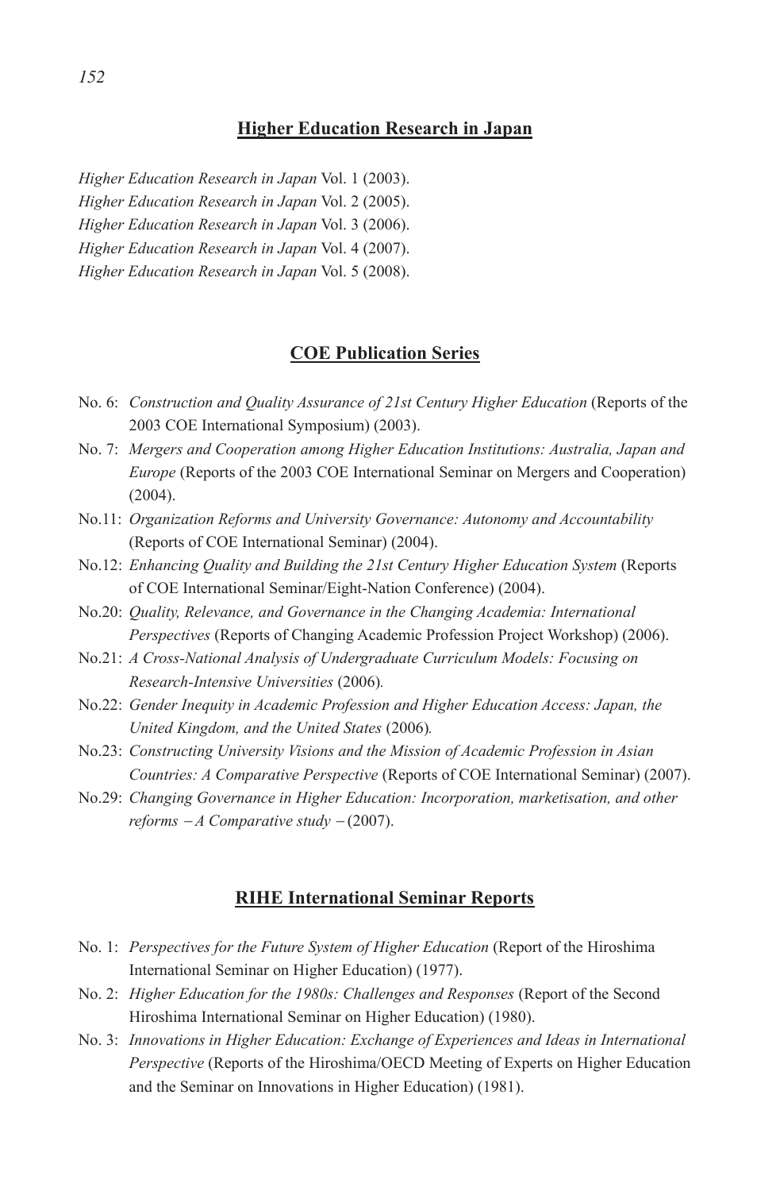## Higher Education Research in Japan

*Higher Education Research in Japan* Vol. 1 (2003).
*Higher Education Research in Japan* Vol. 2 (2005).
*Higher Education Research in Japan* Vol. 3 (2006).
*Higher Education Research in Japan* Vol. 4 (2007).
*Higher Education Research in Japan* Vol. 5 (2008).

## COE Publication Series

- No. 6: *Construction and Quality Assurance of 21st Century Higher Education* (Reports of the 2003 COE International Symposium) (2003).
- No. 7: *Mergers and Cooperation among Higher Education Institutions: Australia, Japan and Europe* (Reports of the 2003 COE International Seminar on Mergers and Cooperation) (2004).
- No.11: *Organization Reforms and University Governance: Autonomy and Accountability* (Reports of COE International Seminar) (2004).
- No.12: *Enhancing Quality and Building the 21st Century Higher Education System* (Reports of COE International Seminar/Eight-Nation Conference) (2004).
- No.20: *Quality, Relevance, and Governance in the Changing Academia: International Perspectives* (Reports of Changing Academic Profession Project Workshop) (2006).
- No.21: *A Cross-National Analysis of Undergraduate Curriculum Models: Focusing on Research-Intensive Universities* (2006).
- No.22: *Gender Inequity in Academic Profession and Higher Education Access: Japan, the United Kingdom, and the United States* (2006).
- No.23: *Constructing University Visions and the Mission of Academic Profession in Asian Countries: A Comparative Perspective* (Reports of COE International Seminar) (2007).
- No.29: *Changing Governance in Higher Education: Incorporation, marketisation, and other reforms – A Comparative study –* (2007).

## RIHE International Seminar Reports

- No. 1: *Perspectives for the Future System of Higher Education* (Report of the Hiroshima International Seminar on Higher Education) (1977).
- No. 2: *Higher Education for the 1980s: Challenges and Responses* (Report of the Second Hiroshima International Seminar on Higher Education) (1980).
- No. 3: *Innovations in Higher Education: Exchange of Experiences and Ideas in International Perspective* (Reports of the Hiroshima/OECD Meeting of Experts on Higher Education and the Seminar on Innovations in Higher Education) (1981).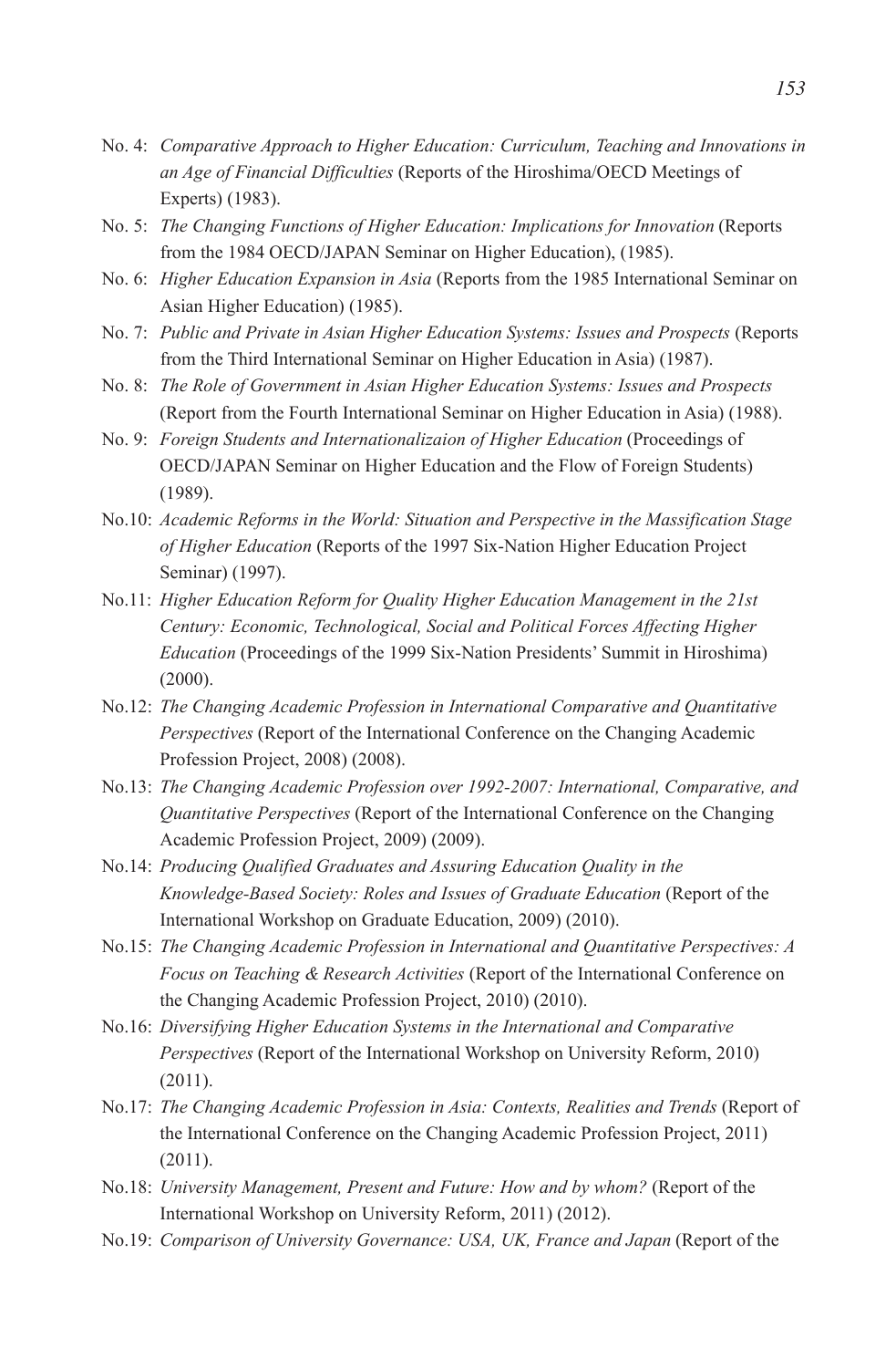No. 4: *Comparative Approach to Higher Education: Curriculum, Teaching and Innovations in an Age of Financial Difficulties* (Reports of the Hiroshima/OECD Meetings of Experts) (1983).

No. 5: *The Changing Functions of Higher Education: Implications for Innovation* (Reports from the 1984 OECD/JAPAN Seminar on Higher Education), (1985).

No. 6: *Higher Education Expansion in Asia* (Reports from the 1985 International Seminar on Asian Higher Education) (1985).

No. 7: *Public and Private in Asian Higher Education Systems: Issues and Prospects* (Reports from the Third International Seminar on Higher Education in Asia) (1987).

No. 8: *The Role of Government in Asian Higher Education Systems: Issues and Prospects* (Report from the Fourth International Seminar on Higher Education in Asia) (1988).

No. 9: *Foreign Students and Internationalizaion of Higher Education* (Proceedings of OECD/JAPAN Seminar on Higher Education and the Flow of Foreign Students) (1989).

No.10: *Academic Reforms in the World: Situation and Perspective in the Massification Stage of Higher Education* (Reports of the 1997 Six-Nation Higher Education Project Seminar) (1997).

No.11: *Higher Education Reform for Quality Higher Education Management in the 21st Century: Economic, Technological, Social and Political Forces Affecting Higher Education* (Proceedings of the 1999 Six-Nation Presidents' Summit in Hiroshima) (2000).

No.12: *The Changing Academic Profession in International Comparative and Quantitative Perspectives* (Report of the International Conference on the Changing Academic Profession Project, 2008) (2008).

No.13: *The Changing Academic Profession over 1992-2007: International, Comparative, and Quantitative Perspectives* (Report of the International Conference on the Changing Academic Profession Project, 2009) (2009).

No.14: *Producing Qualified Graduates and Assuring Education Quality in the Knowledge-Based Society: Roles and Issues of Graduate Education* (Report of the International Workshop on Graduate Education, 2009) (2010).

No.15: *The Changing Academic Profession in International and Quantitative Perspectives: A Focus on Teaching & Research Activities* (Report of the International Conference on the Changing Academic Profession Project, 2010) (2010).

No.16: *Diversifying Higher Education Systems in the International and Comparative Perspectives* (Report of the International Workshop on University Reform, 2010) (2011).

No.17: *The Changing Academic Profession in Asia: Contexts, Realities and Trends* (Report of the International Conference on the Changing Academic Profession Project, 2011) (2011).

No.18: *University Management, Present and Future: How and by whom?* (Report of the International Workshop on University Reform, 2011) (2012).

No.19: *Comparison of University Governance: USA, UK, France and Japan* (Report of the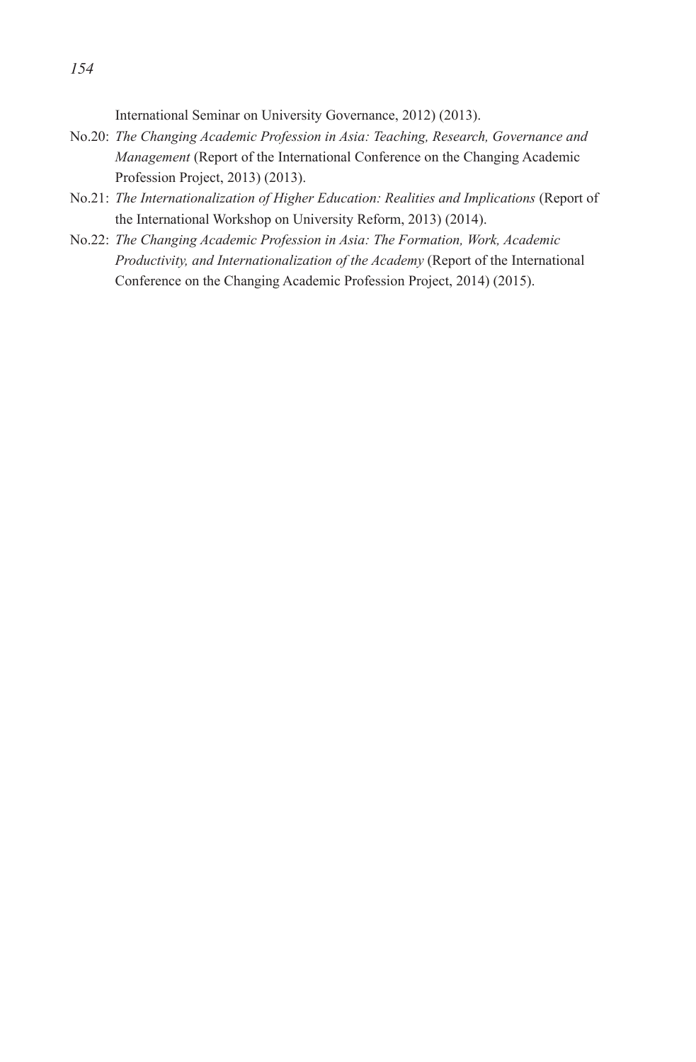International Seminar on University Governance, 2012) (2013).

No.20: *The Changing Academic Profession in Asia: Teaching, Research, Governance and Management* (Report of the International Conference on the Changing Academic Profession Project, 2013) (2013).

No.21: *The Internationalization of Higher Education: Realities and Implications* (Report of the International Workshop on University Reform, 2013) (2014).

No.22: *The Changing Academic Profession in Asia: The Formation, Work, Academic Productivity, and Internationalization of the Academy* (Report of the International Conference on the Changing Academic Profession Project, 2014) (2015).